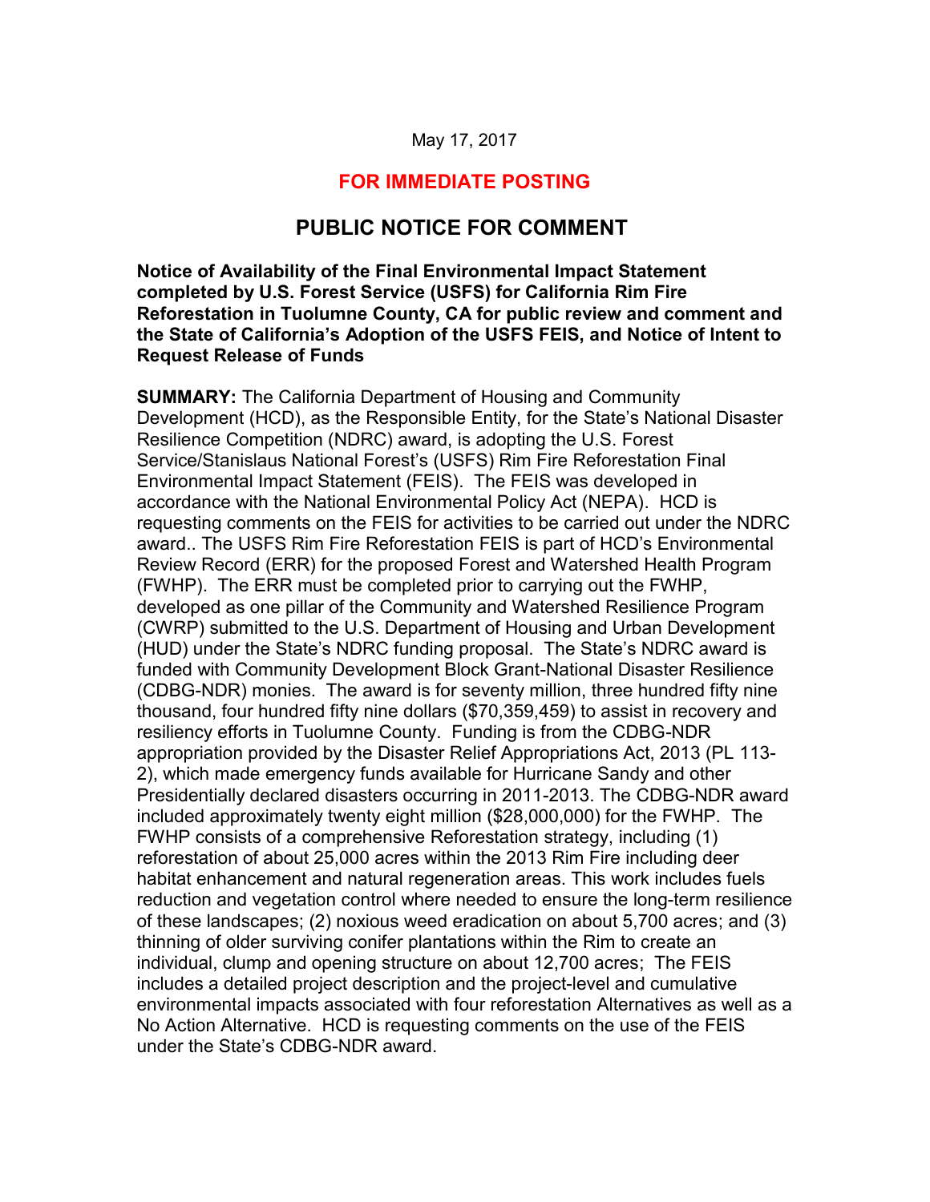May 17, 2017

**FOR IMMEDIATE POSTING**

# PUBLIC NOTICE FOR COMMENT

**Notice of Availability of the Final Environmental Impact Statement completed by U.S. Forest Service (USFS) for California Rim Fire Reforestation in Tuolumne County, CA for public review and comment and the State of California's Adoption of the USFS FEIS, and Notice of Intent to Request Release of Funds**

**SUMMARY:** The California Department of Housing and Community Development (HCD), as the Responsible Entity, for the State's National Disaster Resilience Competition (NDRC) award, is adopting the U.S. Forest Service/Stanislaus National Forest's (USFS) Rim Fire Reforestation Final Environmental Impact Statement (FEIS). The FEIS was developed in accordance with the National Environmental Policy Act (NEPA). HCD is requesting comments on the FEIS for activities to be carried out under the NDRC award.. The USFS Rim Fire Reforestation FEIS is part of HCD's Environmental Review Record (ERR) for the proposed Forest and Watershed Health Program (FWHP). The ERR must be completed prior to carrying out the FWHP, developed as one pillar of the Community and Watershed Resilience Program (CWRP) submitted to the U.S. Department of Housing and Urban Development (HUD) under the State's NDRC funding proposal. The State's NDRC award is funded with Community Development Block Grant-National Disaster Resilience (CDBG-NDR) monies. The award is for seventy million, three hundred fifty nine thousand, four hundred fifty nine dollars ($70,359,459) to assist in recovery and resiliency efforts in Tuolumne County. Funding is from the CDBG-NDR appropriation provided by the Disaster Relief Appropriations Act, 2013 (PL 113-2), which made emergency funds available for Hurricane Sandy and other Presidentially declared disasters occurring in 2011-2013. The CDBG-NDR award included approximately twenty eight million ($28,000,000) for the FWHP. The FWHP consists of a comprehensive Reforestation strategy, including (1) reforestation of about 25,000 acres within the 2013 Rim Fire including deer habitat enhancement and natural regeneration areas. This work includes fuels reduction and vegetation control where needed to ensure the long-term resilience of these landscapes; (2) noxious weed eradication on about 5,700 acres; and (3) thinning of older surviving conifer plantations within the Rim to create an individual, clump and opening structure on about 12,700 acres; The FEIS includes a detailed project description and the project-level and cumulative environmental impacts associated with four reforestation Alternatives as well as a No Action Alternative. HCD is requesting comments on the use of the FEIS under the State's CDBG-NDR award.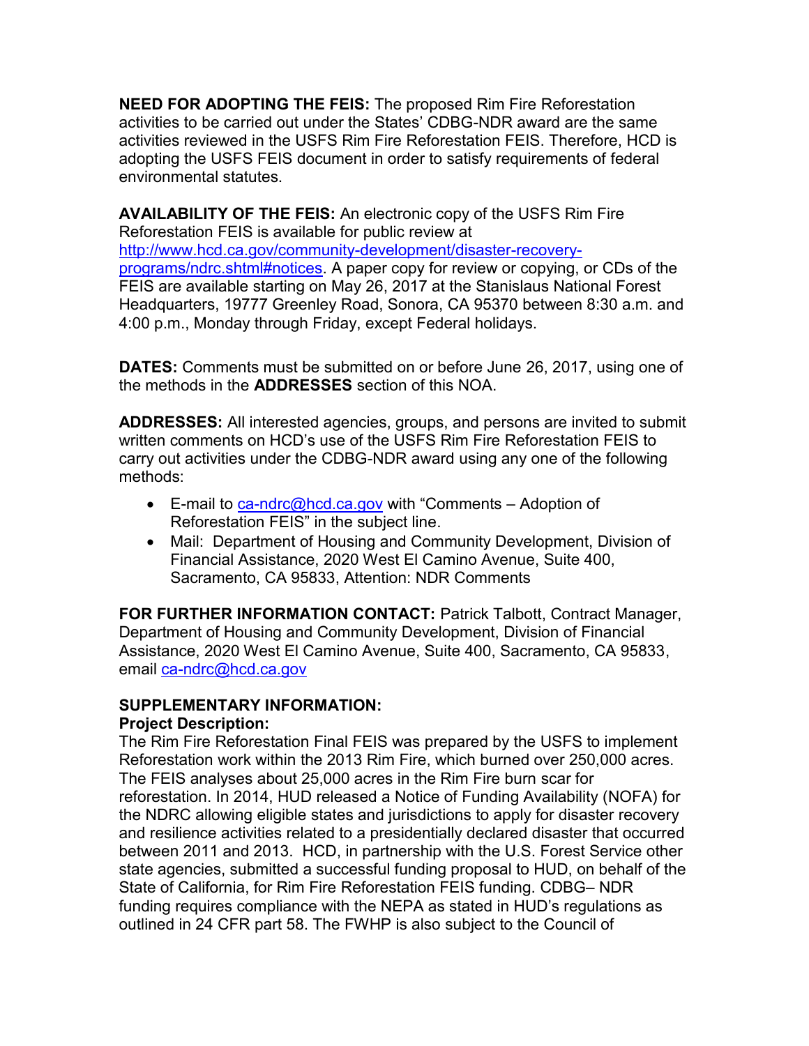**NEED FOR ADOPTING THE FEIS:** The proposed Rim Fire Reforestation activities to be carried out under the States' CDBG-NDR award are the same activities reviewed in the USFS Rim Fire Reforestation FEIS. Therefore, HCD is adopting the USFS FEIS document in order to satisfy requirements of federal environmental statutes.

**AVAILABILITY OF THE FEIS:** An electronic copy of the USFS Rim Fire Reforestation FEIS is available for public review at http://www.hcd.ca.gov/community-development/disaster-recovery-programs/ndrc.shtml#notices. A paper copy for review or copying, or CDs of the FEIS are available starting on May 26, 2017 at the Stanislaus National Forest Headquarters, 19777 Greenley Road, Sonora, CA 95370 between 8:30 a.m. and 4:00 p.m., Monday through Friday, except Federal holidays.

**DATES:** Comments must be submitted on or before June 26, 2017, using one of the methods in the **ADDRESSES** section of this NOA.

**ADDRESSES:** All interested agencies, groups, and persons are invited to submit written comments on HCD's use of the USFS Rim Fire Reforestation FEIS to carry out activities under the CDBG-NDR award using any one of the following methods:

- E-mail to ca-ndrc@hcd.ca.gov with "Comments – Adoption of Reforestation FEIS" in the subject line.
- Mail: Department of Housing and Community Development, Division of Financial Assistance, 2020 West El Camino Avenue, Suite 400, Sacramento, CA 95833, Attention: NDR Comments

**FOR FURTHER INFORMATION CONTACT:** Patrick Talbott, Contract Manager, Department of Housing and Community Development, Division of Financial Assistance, 2020 West El Camino Avenue, Suite 400, Sacramento, CA 95833, email ca-ndrc@hcd.ca.gov

**SUPPLEMENTARY INFORMATION:**

**Project Description:**

The Rim Fire Reforestation Final FEIS was prepared by the USFS to implement Reforestation work within the 2013 Rim Fire, which burned over 250,000 acres. The FEIS analyses about 25,000 acres in the Rim Fire burn scar for reforestation. In 2014, HUD released a Notice of Funding Availability (NOFA) for the NDRC allowing eligible states and jurisdictions to apply for disaster recovery and resilience activities related to a presidentially declared disaster that occurred between 2011 and 2013. HCD, in partnership with the U.S. Forest Service other state agencies, submitted a successful funding proposal to HUD, on behalf of the State of California, for Rim Fire Reforestation FEIS funding. CDBG– NDR funding requires compliance with the NEPA as stated in HUD's regulations as outlined in 24 CFR part 58. The FWHP is also subject to the Council of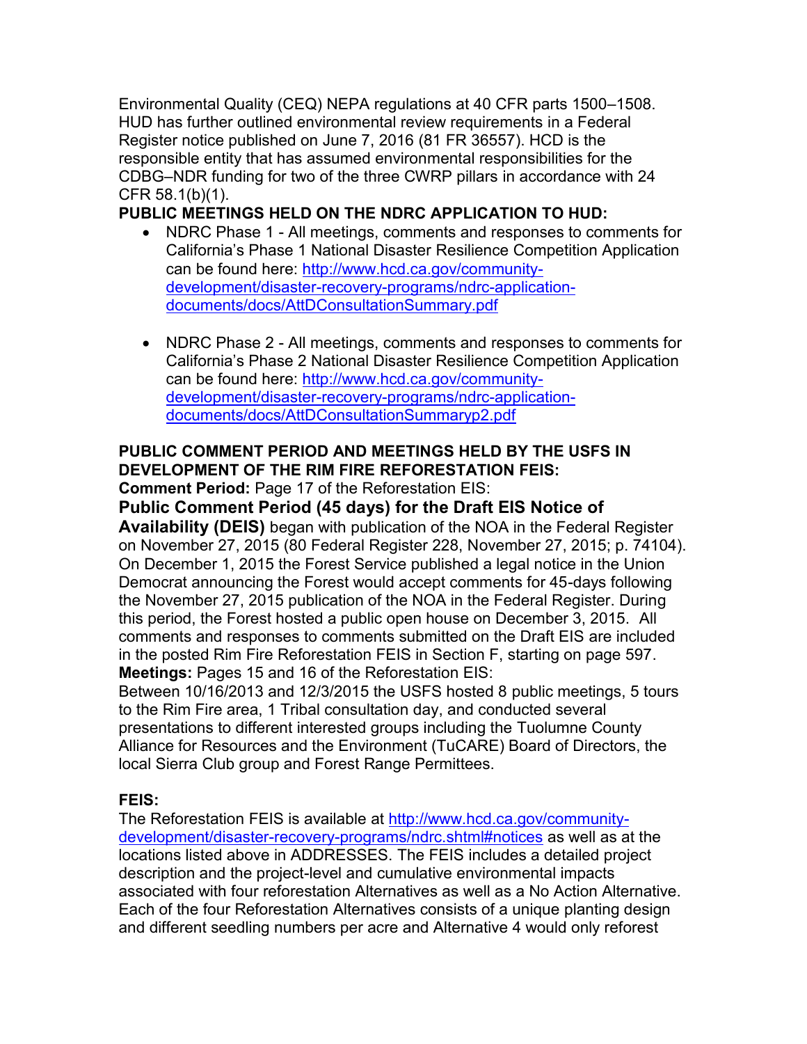Environmental Quality (CEQ) NEPA regulations at 40 CFR parts 1500–1508. HUD has further outlined environmental review requirements in a Federal Register notice published on June 7, 2016 (81 FR 36557). HCD is the responsible entity that has assumed environmental responsibilities for the CDBG–NDR funding for two of the three CWRP pillars in accordance with 24 CFR 58.1(b)(1).

**PUBLIC MEETINGS HELD ON THE NDRC APPLICATION TO HUD:**

- NDRC Phase 1 - All meetings, comments and responses to comments for California's Phase 1 National Disaster Resilience Competition Application can be found here: [http://www.hcd.ca.gov/community-development/disaster-recovery-programs/ndrc-application-documents/docs/AttDConsultationSummary.pdf](http://www.hcd.ca.gov/community-development/disaster-recovery-programs/ndrc-application-documents/docs/AttDConsultationSummary.pdf)

- NDRC Phase 2 - All meetings, comments and responses to comments for California's Phase 2 National Disaster Resilience Competition Application can be found here: [http://www.hcd.ca.gov/community-development/disaster-recovery-programs/ndrc-application-documents/docs/AttDConsultationSummaryp2.pdf](http://www.hcd.ca.gov/community-development/disaster-recovery-programs/ndrc-application-documents/docs/AttDConsultationSummaryp2.pdf)

**PUBLIC COMMENT PERIOD AND MEETINGS HELD BY THE USFS IN DEVELOPMENT OF THE RIM FIRE REFORESTATION FEIS:**

**Comment Period:** Page 17 of the Reforestation EIS:

**Public Comment Period (45 days) for the Draft EIS Notice of Availability (DEIS)** began with publication of the NOA in the Federal Register on November 27, 2015 (80 Federal Register 228, November 27, 2015; p. 74104). On December 1, 2015 the Forest Service published a legal notice in the Union Democrat announcing the Forest would accept comments for 45-days following the November 27, 2015 publication of the NOA in the Federal Register. During this period, the Forest hosted a public open house on December 3, 2015. All comments and responses to comments submitted on the Draft EIS are included in the posted Rim Fire Reforestation FEIS in Section F, starting on page 597.

**Meetings:** Pages 15 and 16 of the Reforestation EIS:

Between 10/16/2013 and 12/3/2015 the USFS hosted 8 public meetings, 5 tours to the Rim Fire area, 1 Tribal consultation day, and conducted several presentations to different interested groups including the Tuolumne County Alliance for Resources and the Environment (TuCARE) Board of Directors, the local Sierra Club group and Forest Range Permittees.

**FEIS:**

The Reforestation FEIS is available at [http://www.hcd.ca.gov/community-development/disaster-recovery-programs/ndrc.shtml#notices](http://www.hcd.ca.gov/community-development/disaster-recovery-programs/ndrc.shtml#notices) as well as at the locations listed above in ADDRESSES. The FEIS includes a detailed project description and the project-level and cumulative environmental impacts associated with four reforestation Alternatives as well as a No Action Alternative. Each of the four Reforestation Alternatives consists of a unique planting design and different seedling numbers per acre and Alternative 4 would only reforest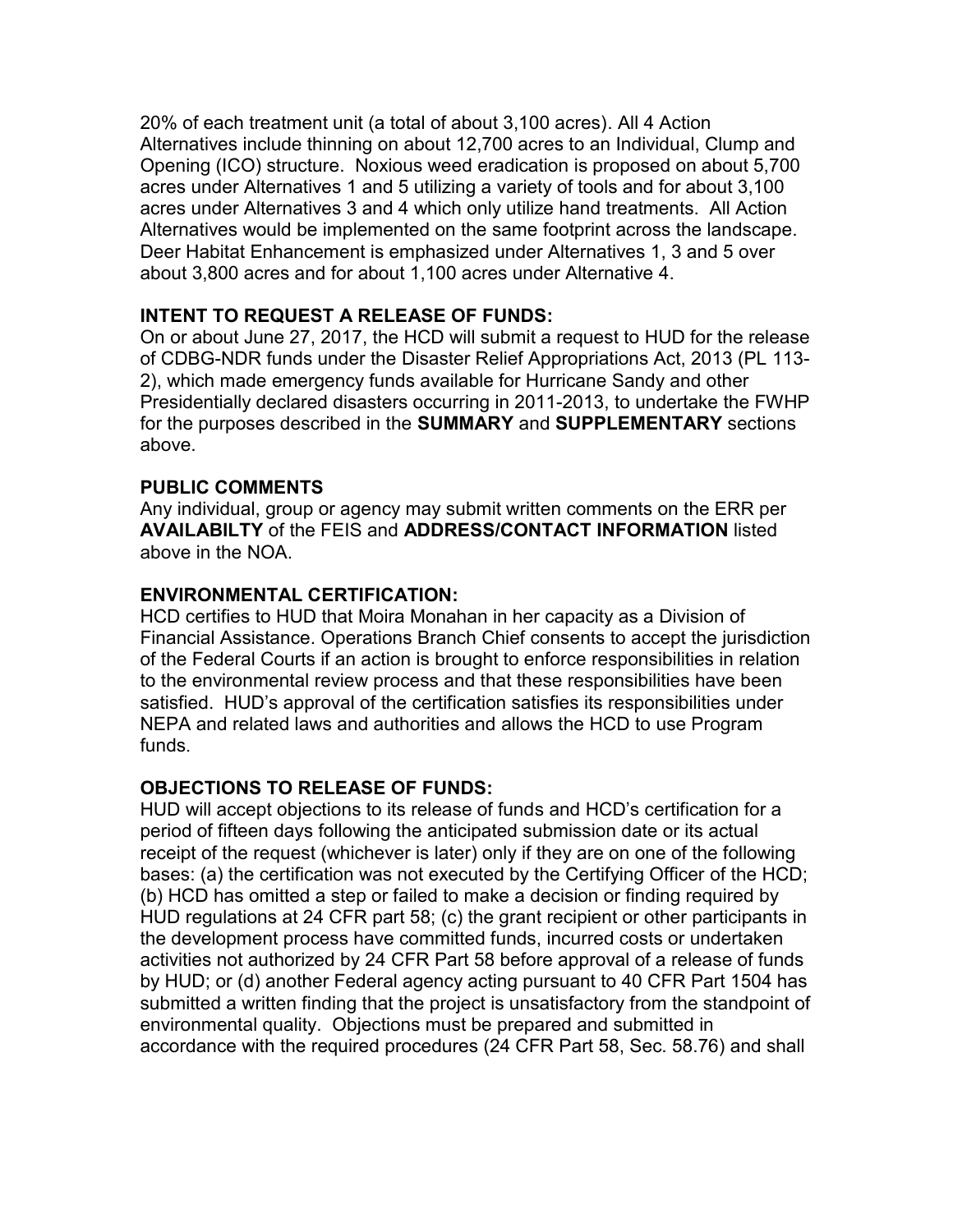20% of each treatment unit (a total of about 3,100 acres). All 4 Action Alternatives include thinning on about 12,700 acres to an Individual, Clump and Opening (ICO) structure. Noxious weed eradication is proposed on about 5,700 acres under Alternatives 1 and 5 utilizing a variety of tools and for about 3,100 acres under Alternatives 3 and 4 which only utilize hand treatments. All Action Alternatives would be implemented on the same footprint across the landscape. Deer Habitat Enhancement is emphasized under Alternatives 1, 3 and 5 over about 3,800 acres and for about 1,100 acres under Alternative 4.

**INTENT TO REQUEST A RELEASE OF FUNDS:**

On or about June 27, 2017, the HCD will submit a request to HUD for the release of CDBG-NDR funds under the Disaster Relief Appropriations Act, 2013 (PL 113-2), which made emergency funds available for Hurricane Sandy and other Presidentially declared disasters occurring in 2011-2013, to undertake the FWHP for the purposes described in the **SUMMARY** and **SUPPLEMENTARY** sections above.

**PUBLIC COMMENTS**

Any individual, group or agency may submit written comments on the ERR per **AVAILABILTY** of the FEIS and **ADDRESS/CONTACT INFORMATION** listed above in the NOA.

**ENVIRONMENTAL CERTIFICATION:**

HCD certifies to HUD that Moira Monahan in her capacity as a Division of Financial Assistance. Operations Branch Chief consents to accept the jurisdiction of the Federal Courts if an action is brought to enforce responsibilities in relation to the environmental review process and that these responsibilities have been satisfied. HUD's approval of the certification satisfies its responsibilities under NEPA and related laws and authorities and allows the HCD to use Program funds.

**OBJECTIONS TO RELEASE OF FUNDS:**

HUD will accept objections to its release of funds and HCD's certification for a period of fifteen days following the anticipated submission date or its actual receipt of the request (whichever is later) only if they are on one of the following bases: (a) the certification was not executed by the Certifying Officer of the HCD; (b) HCD has omitted a step or failed to make a decision or finding required by HUD regulations at 24 CFR part 58; (c) the grant recipient or other participants in the development process have committed funds, incurred costs or undertaken activities not authorized by 24 CFR Part 58 before approval of a release of funds by HUD; or (d) another Federal agency acting pursuant to 40 CFR Part 1504 has submitted a written finding that the project is unsatisfactory from the standpoint of environmental quality. Objections must be prepared and submitted in accordance with the required procedures (24 CFR Part 58, Sec. 58.76) and shall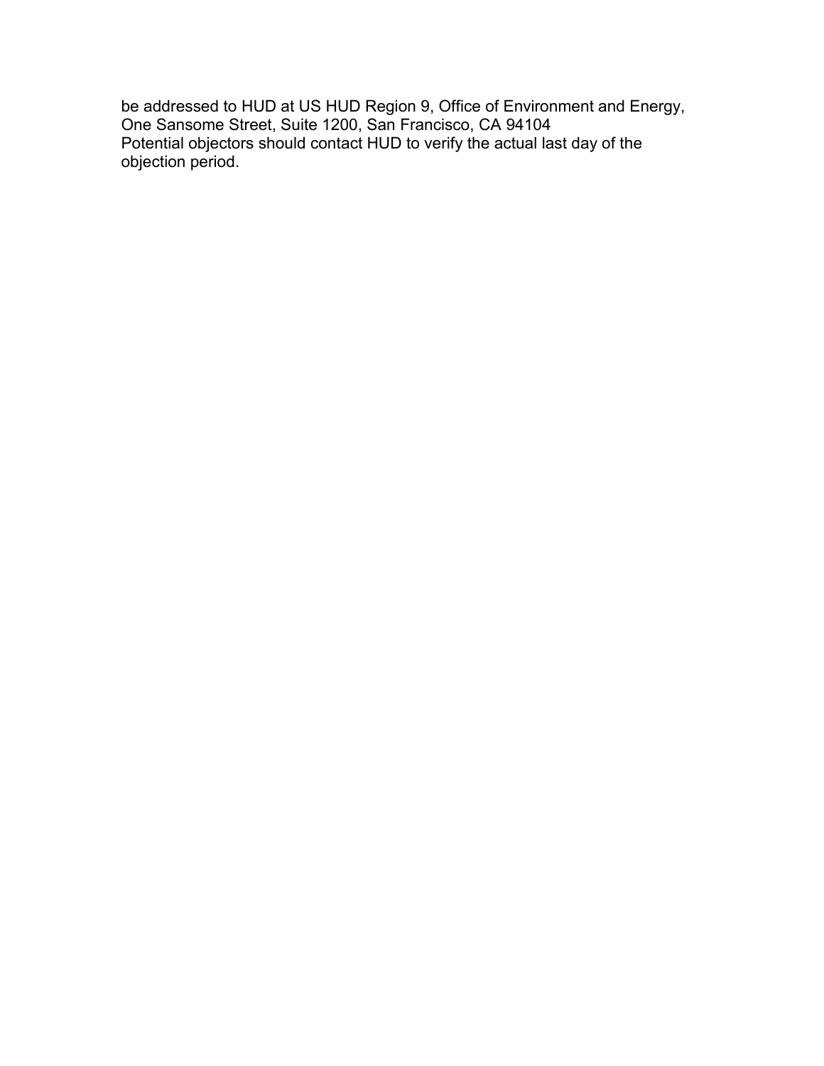be addressed to HUD at US HUD Region 9, Office of Environment and Energy, One Sansome Street, Suite 1200, San Francisco, CA 94104
Potential objectors should contact HUD to verify the actual last day of the objection period.